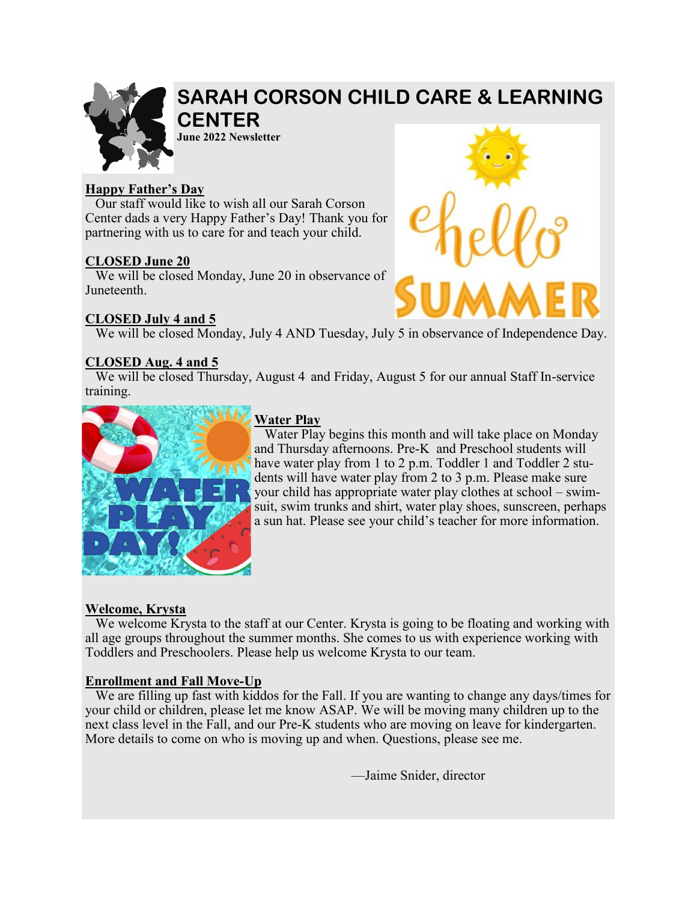# SARAH CORSON CHILD CARE & LEARNING CENTER

**June 2022 Newsletter**

**Happy Father's Day**

Our staff would like to wish all our Sarah Corson Center dads a very Happy Father's Day! Thank you for partnering with us to care for and teach your child.

**CLOSED June 20**

We will be closed Monday, June 20 in observance of Juneteenth.

**CLOSED July 4 and 5**

We will be closed Monday, July 4 AND Tuesday, July 5 in observance of Independence Day.

**CLOSED Aug. 4 and 5**

We will be closed Thursday, August 4 and Friday, August 5 for our annual Staff In-service training.

**Water Play**

Water Play begins this month and will take place on Monday and Thursday afternoons. Pre-K and Preschool students will have water play from 1 to 2 p.m. Toddler 1 and Toddler 2 students will have water play from 2 to 3 p.m. Please make sure your child has appropriate water play clothes at school – swimsuit, swim trunks and shirt, water play shoes, sunscreen, perhaps a sun hat. Please see your child's teacher for more information.

**Welcome, Krysta**

We welcome Krysta to the staff at our Center. Krysta is going to be floating and working with all age groups throughout the summer months. She comes to us with experience working with Toddlers and Preschoolers. Please help us welcome Krysta to our team.

**Enrollment and Fall Move-Up**

We are filling up fast with kiddos for the Fall. If you are wanting to change any days/times for your child or children, please let me know ASAP. We will be moving many children up to the next class level in the Fall, and our Pre-K students who are moving on leave for kindergarten. More details to come on who is moving up and when. Questions, please see me.

—Jaime Snider, director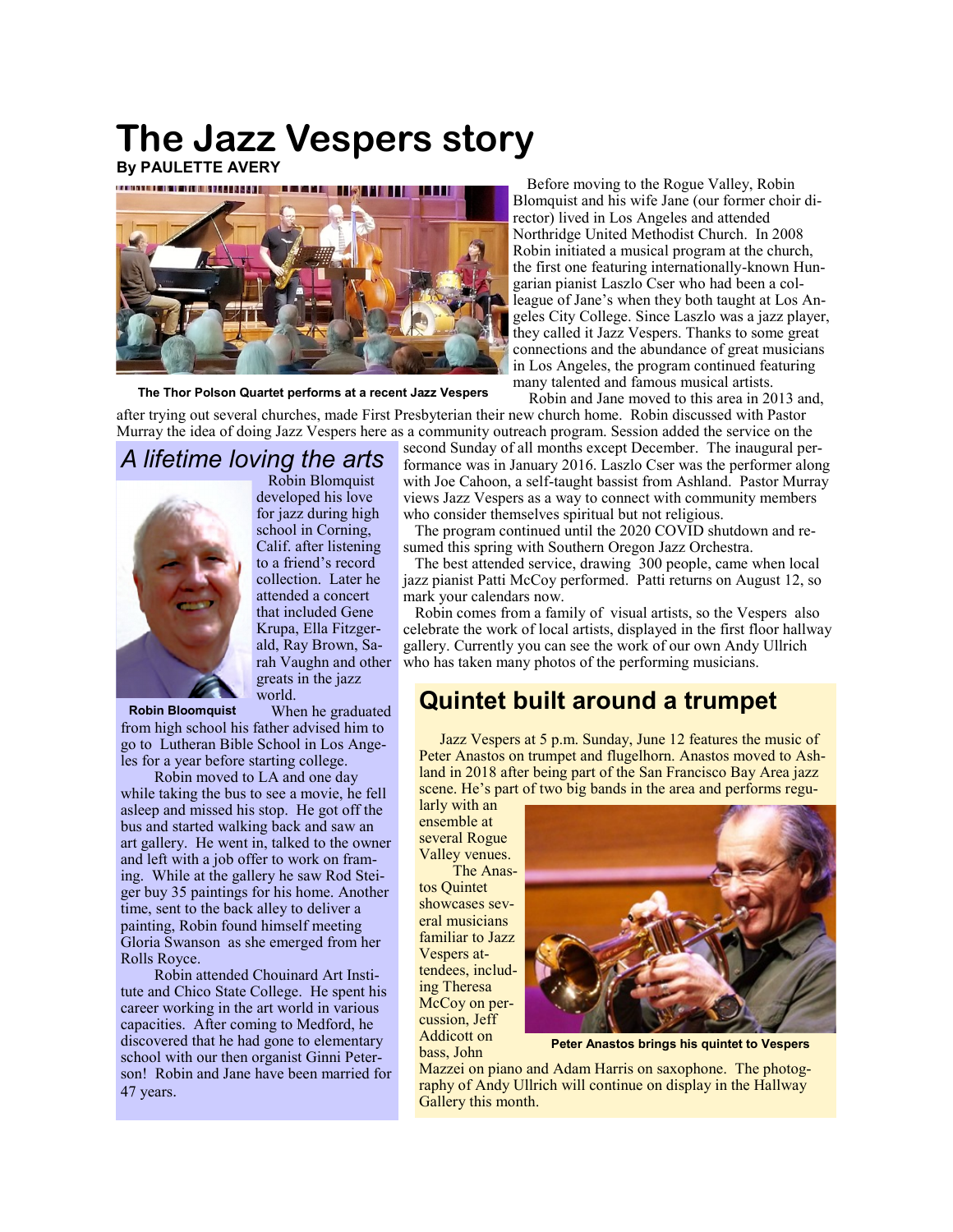# The Jazz Vespers story

**By PAULETTE AVERY**

**The Thor Polson Quartet performs at a recent Jazz Vespers**

Before moving to the Rogue Valley, Robin Blomquist and his wife Jane (our former choir director) lived in Los Angeles and attended Northridge United Methodist Church. In 2008 Robin initiated a musical program at the church, the first one featuring internationally-known Hungarian pianist Laszlo Cser who had been a colleague of Jane's when they both taught at Los Angeles City College. Since Laszlo was a jazz player, they called it Jazz Vespers. Thanks to some great connections and the abundance of great musicians in Los Angeles, the program continued featuring many talented and famous musical artists.

Robin and Jane moved to this area in 2013 and, after trying out several churches, made First Presbyterian their new church home. Robin discussed with Pastor Murray the idea of doing Jazz Vespers here as a community outreach program. Session added the service on the second Sunday of all months except December. The inaugural performance was in January 2016. Laszlo Cser was the performer along with Joe Cahoon, a self-taught bassist from Ashland. Pastor Murray views Jazz Vespers as a way to connect with community members who consider themselves spiritual but not religious.

The program continued until the 2020 COVID shutdown and resumed this spring with Southern Oregon Jazz Orchestra.

The best attended service, drawing 300 people, came when local jazz pianist Patti McCoy performed. Patti returns on August 12, so mark your calendars now.

Robin comes from a family of visual artists, so the Vespers also celebrate the work of local artists, displayed in the first floor hallway gallery. Currently you can see the work of our own Andy Ullrich who has taken many photos of the performing musicians.

## *A lifetime loving the arts*

**Robin Bloomquist**

Robin Blomquist developed his love for jazz during high school in Corning, Calif. after listening to a friend's record collection. Later he attended a concert that included Gene Krupa, Ella Fitzgerald, Ray Brown, Sarah Vaughn and other greats in the jazz world.

When he graduated from high school his father advised him to go to Lutheran Bible School in Los Angeles for a year before starting college.

Robin moved to LA and one day while taking the bus to see a movie, he fell asleep and missed his stop. He got off the bus and started walking back and saw an art gallery. He went in, talked to the owner and left with a job offer to work on framing. While at the gallery he saw Rod Steiger buy 35 paintings for his home. Another time, sent to the back alley to deliver a painting, Robin found himself meeting Gloria Swanson as she emerged from her Rolls Royce.

Robin attended Chouinard Art Institute and Chico State College. He spent his career working in the art world in various capacities. After coming to Medford, he discovered that he had gone to elementary school with our then organist Ginni Peterson! Robin and Jane have been married for 47 years.

## Quintet built around a trumpet

Jazz Vespers at 5 p.m. Sunday, June 12 features the music of Peter Anastos on trumpet and flugelhorn. Anastos moved to Ashland in 2018 after being part of the San Francisco Bay Area jazz scene. He's part of two big bands in the area and performs regularly with an ensemble at several Rogue Valley venues.

The Anastos Quintet showcases several musicians familiar to Jazz Vespers attendees, including Theresa McCoy on percussion, Jeff Addicott on bass, John Mazzei on piano and Adam Harris on saxophone. The photography of Andy Ullrich will continue on display in the Hallway Gallery this month.

**Peter Anastos brings his quintet to Vespers**